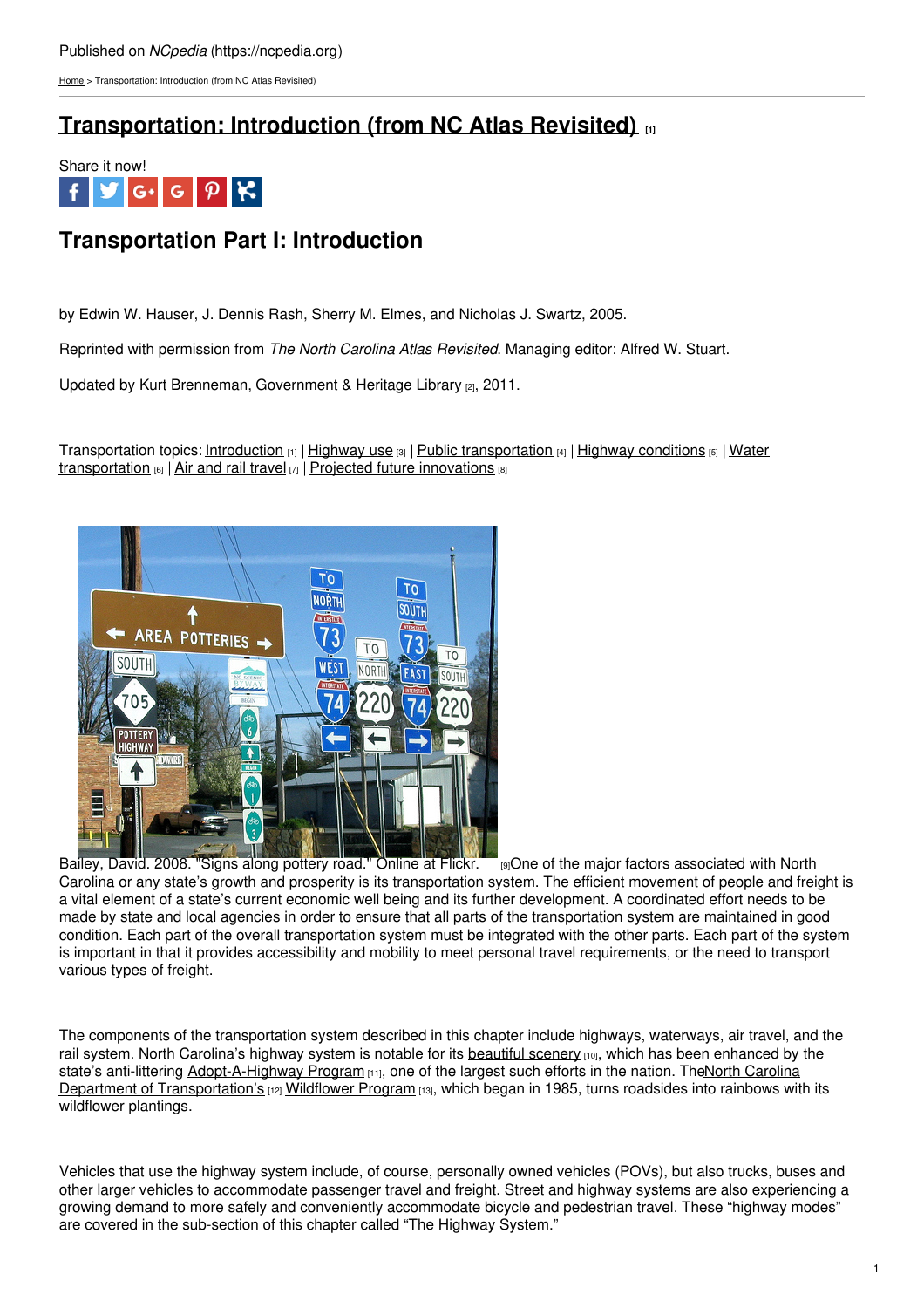Published on *NCpedia* (https://ncpedia.org)

Home > Transportation: Introduction (from NC Atlas Revisited)

# Transportation: Introduction (from NC Atlas Revisited) [1]

Share it now!

## Transportation Part I: Introduction

by Edwin W. Hauser, J. Dennis Rash, Sherry M. Elmes, and Nicholas J. Swartz, 2005.

Reprinted with permission from *The North Carolina Atlas Revisited*. Managing editor: Alfred W. Stuart.

Updated by Kurt Brenneman, Government & Heritage Library [2], 2011.

Transportation topics: Introduction [1] | Highway use [3] | Public transportation [4] | Highway conditions [5] | Water transportation [6] | Air and rail travel [7] | Projected future innovations [8]

Bailey, David. 2008. "Signs along pottery road." Online at Flickr. [9]

One of the major factors associated with North Carolina or any state's growth and prosperity is its transportation system. The efficient movement of people and freight is a vital element of a state's current economic well being and its further development. A coordinated effort needs to be made by state and local agencies in order to ensure that all parts of the transportation system are maintained in good condition. Each part of the overall transportation system must be integrated with the other parts. Each part of the system is important in that it provides accessibility and mobility to meet personal travel requirements, or the need to transport various types of freight.

The components of the transportation system described in this chapter include highways, waterways, air travel, and the rail system. North Carolina's highway system is notable for its beautiful scenery [10], which has been enhanced by the state's anti-littering Adopt-A-Highway Program [11], one of the largest such efforts in the nation. TheNorth Carolina Department of Transportation's [12] Wildflower Program [13], which began in 1985, turns roadsides into rainbows with its wildflower plantings.

Vehicles that use the highway system include, of course, personally owned vehicles (POVs), but also trucks, buses and other larger vehicles to accommodate passenger travel and freight. Street and highway systems are also experiencing a growing demand to more safely and conveniently accommodate bicycle and pedestrian travel. These "highway modes" are covered in the sub-section of this chapter called "The Highway System."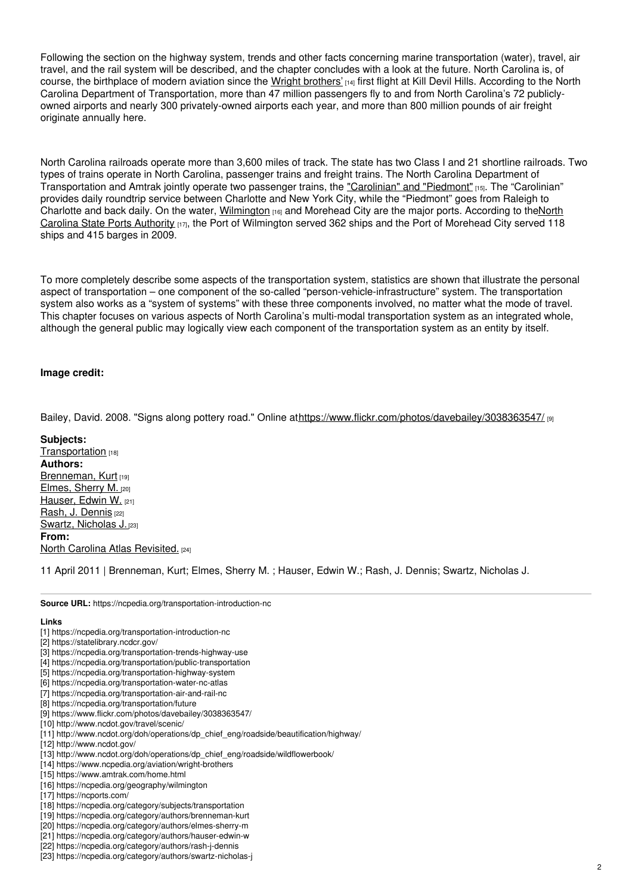Following the section on the highway system, trends and other facts concerning marine transportation (water), travel, air travel, and the rail system will be described, and the chapter concludes with a look at the future. North Carolina is, of course, the birthplace of modern aviation since the Wright brothers' [14] first flight at Kill Devil Hills. According to the North Carolina Department of Transportation, more than 47 million passengers fly to and from North Carolina's 72 publicly-owned airports and nearly 300 privately-owned airports each year, and more than 800 million pounds of air freight originate annually here.

North Carolina railroads operate more than 3,600 miles of track. The state has two Class I and 21 shortline railroads. Two types of trains operate in North Carolina, passenger trains and freight trains. The North Carolina Department of Transportation and Amtrak jointly operate two passenger trains, the "Carolinian" and "Piedmont" [15]. The "Carolinian" provides daily roundtrip service between Charlotte and New York City, while the "Piedmont" goes from Raleigh to Charlotte and back daily. On the water, Wilmington [16] and Morehead City are the major ports. According to theNorth Carolina State Ports Authority [17], the Port of Wilmington served 362 ships and the Port of Morehead City served 118 ships and 415 barges in 2009.

To more completely describe some aspects of the transportation system, statistics are shown that illustrate the personal aspect of transportation – one component of the so-called "person-vehicle-infrastructure" system. The transportation system also works as a "system of systems" with these three components involved, no matter what the mode of travel. This chapter focuses on various aspects of North Carolina's multi-modal transportation system as an integrated whole, although the general public may logically view each component of the transportation system as an entity by itself.

**Image credit:**

Bailey, David. 2008. "Signs along pottery road." Online athttps://www.flickr.com/photos/davebailey/3038363547/ [9]

**Subjects:**
Transportation [18]
**Authors:**
Brenneman, Kurt [19]
Elmes, Sherry M. [20]
Hauser, Edwin W. [21]
Rash, J. Dennis [22]
Swartz, Nicholas J. [23]
**From:**
North Carolina Atlas Revisited. [24]

11 April 2011 | Brenneman, Kurt; Elmes, Sherry M. ; Hauser, Edwin W.; Rash, J. Dennis; Swartz, Nicholas J.

**Source URL:** https://ncpedia.org/transportation-introduction-nc

**Links**
[1] https://ncpedia.org/transportation-introduction-nc
[2] https://statelibrary.ncdcr.gov/
[3] https://ncpedia.org/transportation-trends-highway-use
[4] https://ncpedia.org/transportation/public-transportation
[5] https://ncpedia.org/transportation-highway-system
[6] https://ncpedia.org/transportation-water-nc-atlas
[7] https://ncpedia.org/transportation-air-and-rail-nc
[8] https://ncpedia.org/transportation/future
[9] https://www.flickr.com/photos/davebailey/3038363547/
[10] http://www.ncdot.gov/travel/scenic/
[11] http://www.ncdot.org/doh/operations/dp_chief_eng/roadside/beautification/highway/
[12] http://www.ncdot.gov/
[13] http://www.ncdot.org/doh/operations/dp_chief_eng/roadside/wildflowerbook/
[14] https://www.ncpedia.org/aviation/wright-brothers
[15] https://www.amtrak.com/home.html
[16] https://ncpedia.org/geography/wilmington
[17] https://ncports.com/
[18] https://ncpedia.org/category/subjects/transportation
[19] https://ncpedia.org/category/authors/brenneman-kurt
[20] https://ncpedia.org/category/authors/elmes-sherry-m
[21] https://ncpedia.org/category/authors/hauser-edwin-w
[22] https://ncpedia.org/category/authors/rash-j-dennis
[23] https://ncpedia.org/category/authors/swartz-nicholas-j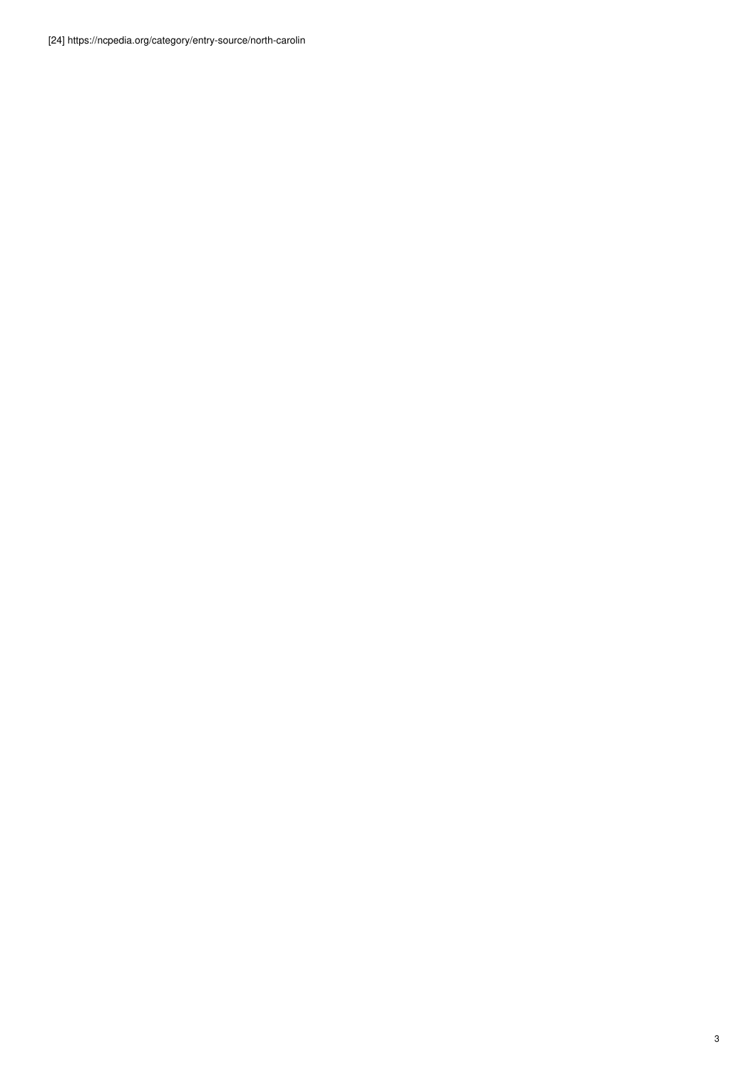[24] https://ncpedia.org/category/entry-source/north-carolin